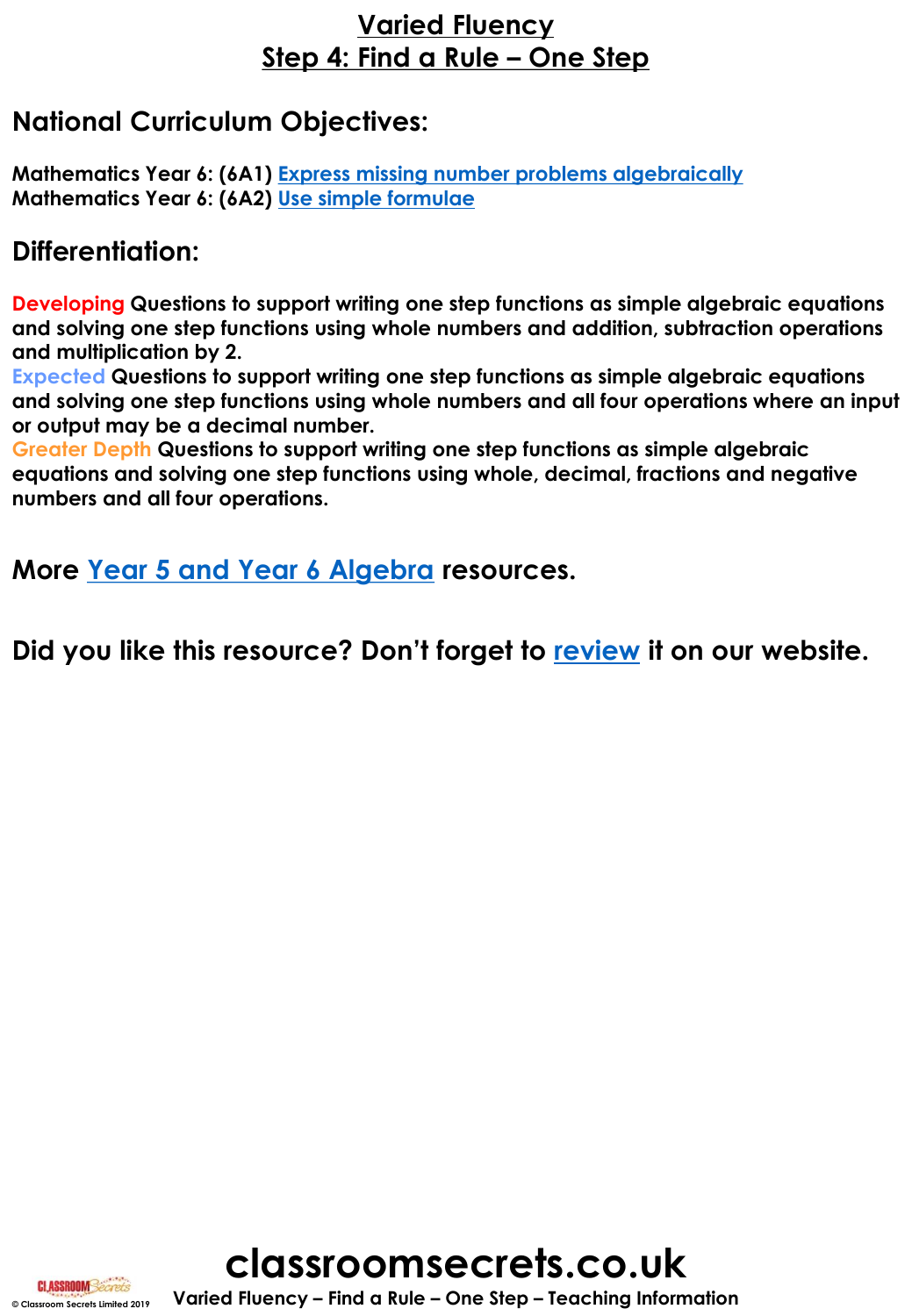# Varied Fluency
## Step 4: Find a Rule – One Step

## National Curriculum Objectives:

**Mathematics Year 6: (6A1) Express missing number problems algebraically**
**Mathematics Year 6: (6A2) Use simple formulae**

## Differentiation:

**Developing Questions to support writing one step functions as simple algebraic equations and solving one step functions using whole numbers and addition, subtraction operations and multiplication by 2.**
**Expected Questions to support writing one step functions as simple algebraic equations and solving one step functions using whole numbers and all four operations where an input or output may be a decimal number.**
**Greater Depth Questions to support writing one step functions as simple algebraic equations and solving one step functions using whole, decimal, fractions and negative numbers and all four operations.**

### More Year 5 and Year 6 Algebra resources.

### Did you like this resource? Don't forget to review it on our website.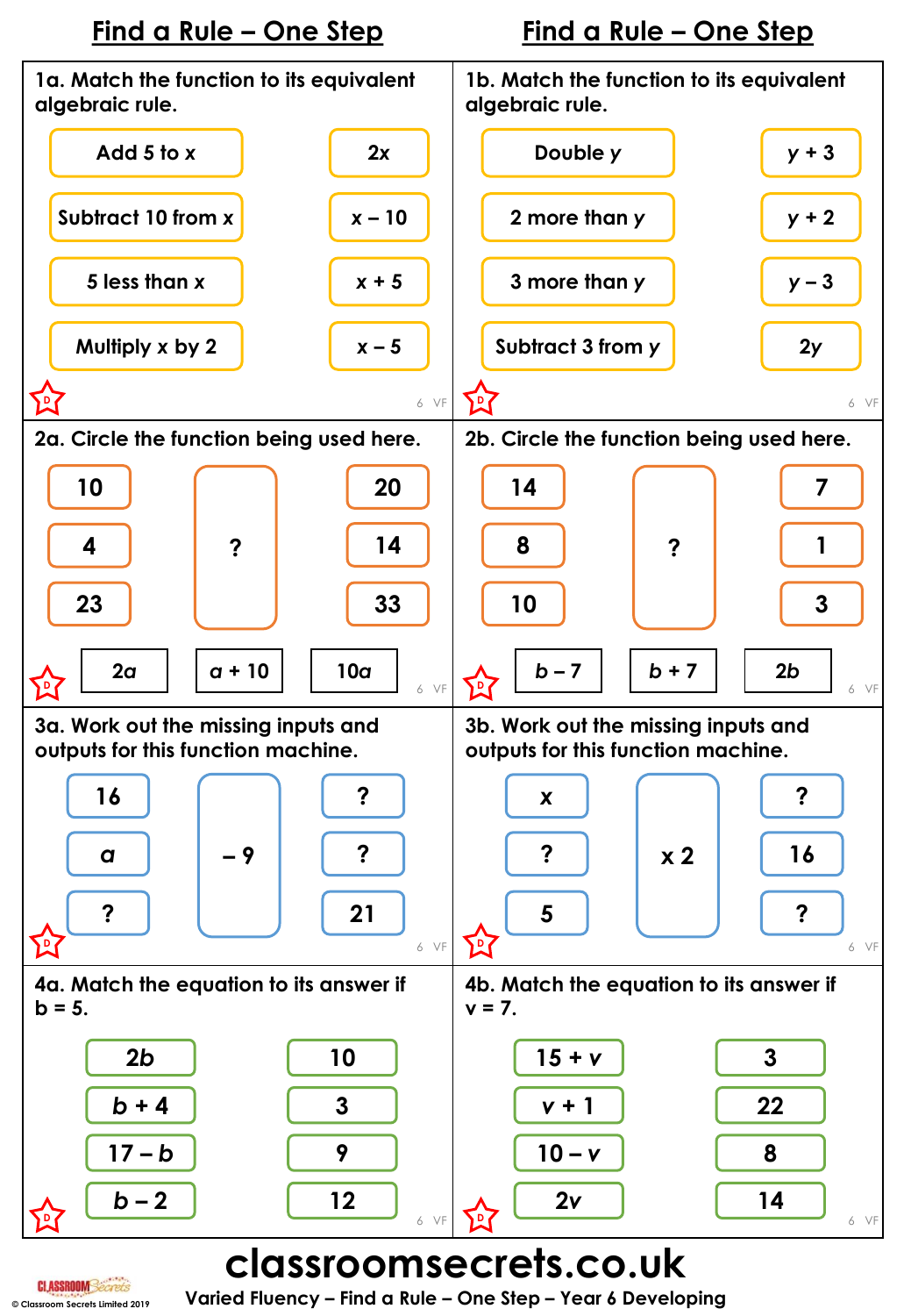# Find a Rule – One Step

**1a. Match the function to its equivalent algebraic rule.**

| | |
|---|---|
| Add 5 to $x$ | $2x$ |
| Subtract 10 from $x$ | $x - 10$ |
| 5 less than $x$ | $x + 5$ |
| Multiply $x$ by 2 | $x - 5$ |

**1b. Match the function to its equivalent algebraic rule.**

| | |
|---|---|
| Double $y$ | $y + 3$ |
| 2 more than $y$ | $y + 2$ |
| 3 more than $y$ | $y - 3$ |
| Subtract 3 from $y$ | $2y$ |

**2a. Circle the function being used here.**

| Input | Function | Output |
|---|---|---|
| 10 | ? | 20 |
| 4 | | 14 |
| 23 | | 33 |

$2a$ $a + 10$ $10a$

**2b. Circle the function being used here.**

| Input | Function | Output |
|---|---|---|
| 14 | ? | 7 |
| 8 | | 1 |
| 10 | | 3 |

$b - 7$ $b + 7$ $2b$

**3a. Work out the missing inputs and outputs for this function machine.**

| Input | Function | Output |
|---|---|---|
| 16 | $-9$ | ? |
| $a$ | | ? |
| ? | | 21 |

**3b. Work out the missing inputs and outputs for this function machine.**

| Input | Function | Output |
|---|---|---|
| $x$ | $\times 2$ | ? |
| ? | | 16 |
| 5 | | ? |

**4a. Match the equation to its answer if $b = 5$.**

| | |
|---|---|
| $2b$ | 10 |
| $b + 4$ | 3 |
| $17 - b$ | 9 |
| $b - 2$ | 12 |

**4b. Match the equation to its answer if $v = 7$.**

| | |
|---|---|
| $15 + v$ | 3 |
| $v + 1$ | 22 |
| $10 - v$ | 8 |
| $2v$ | 14 |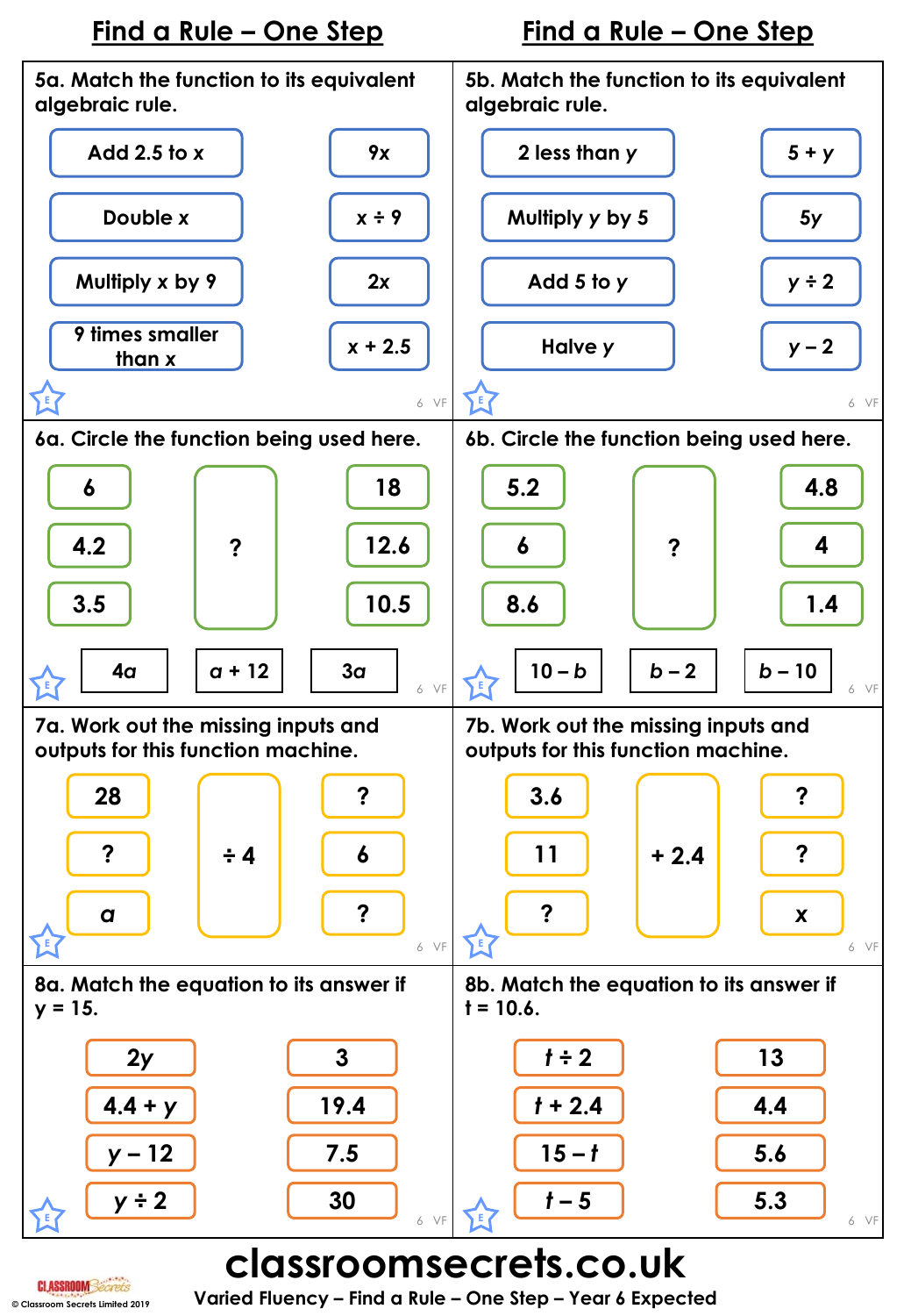# Find a Rule – One Step

## 5a. Match the function to its equivalent algebraic rule.

| Function | Rule |
|---|---|
| Add 2.5 to x | $9x$ |
| Double x | $x \div 9$ |
| Multiply x by 9 | $2x$ |
| 9 times smaller than x | $x + 2.5$ |

## 5b. Match the function to its equivalent algebraic rule.

| Function | Rule |
|---|---|
| 2 less than $y$ | $5 + y$ |
| Multiply $y$ by 5 | $5y$ |
| Add 5 to $y$ | $y \div 2$ |
| Halve $y$ | $y - 2$ |

## 6a. Circle the function being used here.

| Input | Function | Output |
|---|---|---|
| 6 | ? | 18 |
| 4.2 | | 12.6 |
| 3.5 | | 10.5 |

$4a$ $a + 12$ $3a$

## 6b. Circle the function being used here.

| Input | Function | Output |
|---|---|---|
| 5.2 | ? | 4.8 |
| 6 | | 4 |
| 8.6 | | 1.4 |

$10 - b$ $b - 2$ $b - 10$

## 7a. Work out the missing inputs and outputs for this function machine.

| Input | Function | Output |
|---|---|---|
| 28 | $\div 4$ | ? |
| ? | | 6 |
| $a$ | | ? |

## 7b. Work out the missing inputs and outputs for this function machine.

| Input | Function | Output |
|---|---|---|
| 3.6 | $+ 2.4$ | ? |
| 11 | | ? |
| ? | | $x$ |

## 8a. Match the equation to its answer if $y = 15$.

| Equation | Answer |
|---|---|
| $2y$ | 3 |
| $4.4 + y$ | 19.4 |
| $y - 12$ | 7.5 |
| $y \div 2$ | 30 |

## 8b. Match the equation to its answer if $t = 10.6$.

| Equation | Answer |
|---|---|
| $t \div 2$ | 13 |
| $t + 2.4$ | 4.4 |
| $15 - t$ | 5.6 |
| $t - 5$ | 5.3 |

classroomsecrets.co.uk

Varied Fluency – Find a Rule – One Step – Year 6 Expected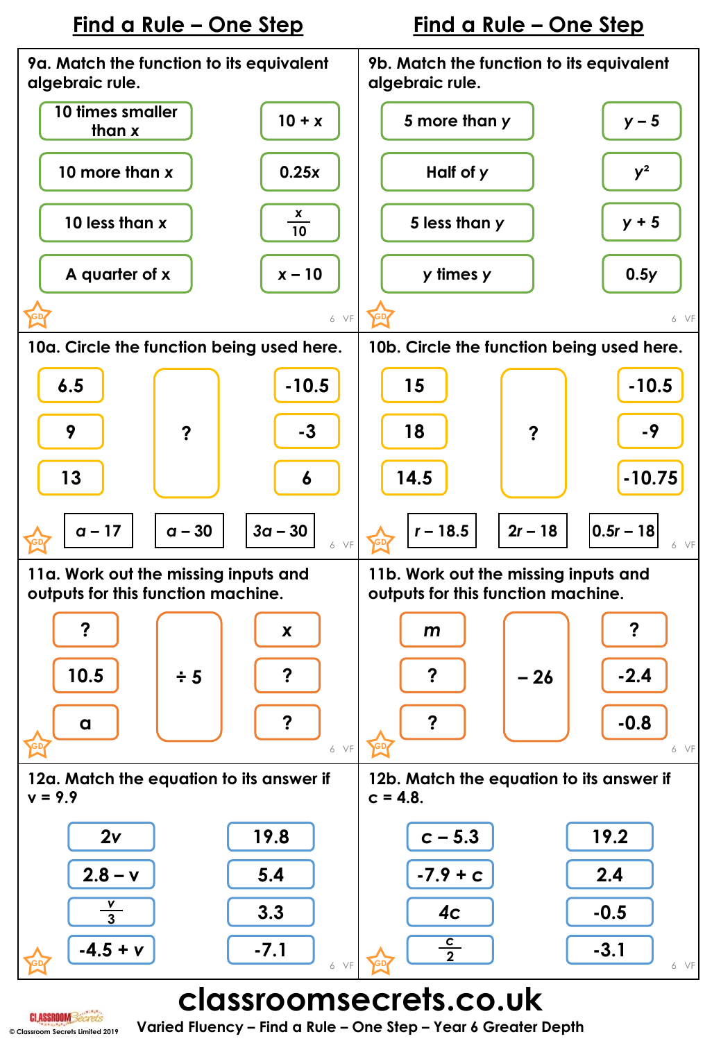# Find a Rule – One Step

## 9a. Match the function to its equivalent algebraic rule.

| | |
|---|---|
| 10 times smaller than x | $10 + x$ |
| 10 more than x | $0.25x$ |
| 10 less than x | $\frac{x}{10}$ |
| A quarter of x | $x - 10$ |

## 9b. Match the function to its equivalent algebraic rule.

| | |
|---|---|
| 5 more than $y$ | $y - 5$ |
| Half of $y$ | $y^2$ |
| 5 less than $y$ | $y + 5$ |
| $y$ times $y$ | $0.5y$ |

## 10a. Circle the function being used here.

| Input | Function | Output |
|---|---|---|
| 6.5 | ? | -10.5 |
| 9 | | -3 |
| 13 | | 6 |

$a - 17$ $a - 30$ $3a - 30$

## 10b. Circle the function being used here.

| Input | Function | Output |
|---|---|---|
| 15 | ? | -10.5 |
| 18 | | -9 |
| 14.5 | | -10.75 |

$r - 18.5$ $2r - 18$ $0.5r - 18$

## 11a. Work out the missing inputs and outputs for this function machine.

| Input | Function | Output |
|---|---|---|
| ? | $\div 5$ | x |
| 10.5 | | ? |
| a | | ? |

## 11b. Work out the missing inputs and outputs for this function machine.

| Input | Function | Output |
|---|---|---|
| $m$ | $- 26$ | ? |
| ? | | -2.4 |
| ? | | -0.8 |

## 12a. Match the equation to its answer if $v = 9.9$

| | |
|---|---|
| $2v$ | 19.8 |
| $2.8 - v$ | 5.4 |
| $\frac{v}{3}$ | 3.3 |
| $-4.5 + v$ | -7.1 |

## 12b. Match the equation to its answer if $c = 4.8$.

| | |
|---|---|
| $c - 5.3$ | 19.2 |
| $-7.9 + c$ | 2.4 |
| $4c$ | -0.5 |
| $\frac{c}{2}$ | -3.1 |

# classroomsecrets.co.uk

Varied Fluency – Find a Rule – One Step – Year 6 Greater Depth

© Classroom Secrets Limited 2019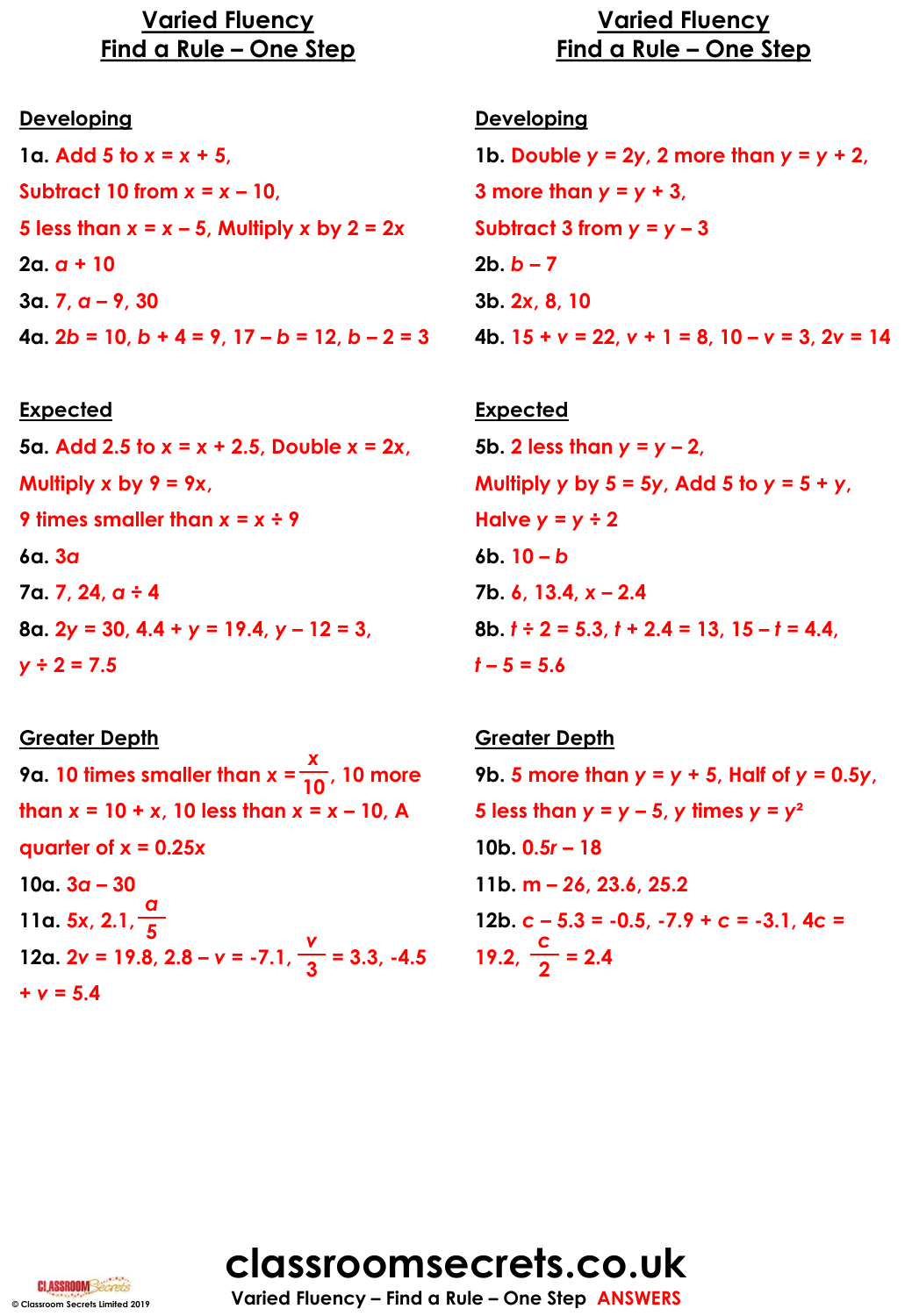# Varied Fluency
## Find a Rule – One Step

### Developing

**1a.** Add 5 to $x = x + 5$, Subtract 10 from $x = x - 10$, 5 less than $x = x - 5$, Multiply $x$ by $2 = 2x$

**2a.** $a + 10$

**3a.** 7, $a - 9$, 30

**4a.** $2b = 10$, $b + 4 = 9$, $17 - b = 12$, $b - 2 = 3$

### Expected

**5a.** Add 2.5 to $x = x + 2.5$, Double $x = 2x$, Multiply $x$ by $9 = 9x$, 9 times smaller than $x = x \div 9$

**6a.** $3a$

**7a.** 7, 24, $a \div 4$

**8a.** $2y = 30$, $4.4 + y = 19.4$, $y - 12 = 3$, $y \div 2 = 7.5$

### Greater Depth

**9a.** 10 times smaller than $x = \frac{x}{10}$, 10 more than $x = 10 + x$, 10 less than $x = x - 10$, A quarter of $x = 0.25x$

**10a.** $3a - 30$

**11a.** $5x$, 2.1, $\frac{a}{5}$

**12a.** $2v = 19.8$, $2.8 - v = -7.1$, $\frac{v}{3} = 3.3$, $-4.5 + v = 5.4$

# Varied Fluency
## Find a Rule – One Step

### Developing

**1b.** Double $y = 2y$, 2 more than $y = y + 2$, 3 more than $y = y + 3$, Subtract 3 from $y = y - 3$

**2b.** $b - 7$

**3b.** $2x$, 8, 10

**4b.** $15 + v = 22$, $v + 1 = 8$, $10 - v = 3$, $2v = 14$

### Expected

**5b.** 2 less than $y = y - 2$, Multiply $y$ by $5 = 5y$, Add 5 to $y = 5 + y$, Halve $y = y \div 2$

**6b.** $10 - b$

**7b.** 6, 13.4, $x - 2.4$

**8b.** $t \div 2 = 5.3$, $t + 2.4 = 13$, $15 - t = 4.4$, $t - 5 = 5.6$

### Greater Depth

**9b.** 5 more than $y = y + 5$, Half of $y = 0.5y$, 5 less than $y = y - 5$, $y$ times $y = y^2$

**10b.** $0.5r - 18$

**11b.** $m - 26$, 23.6, 25.2

**12b.** $c - 5.3 = -0.5$, $-7.9 + c = -3.1$, $4c = 19.2$, $\frac{c}{2} = 2.4$